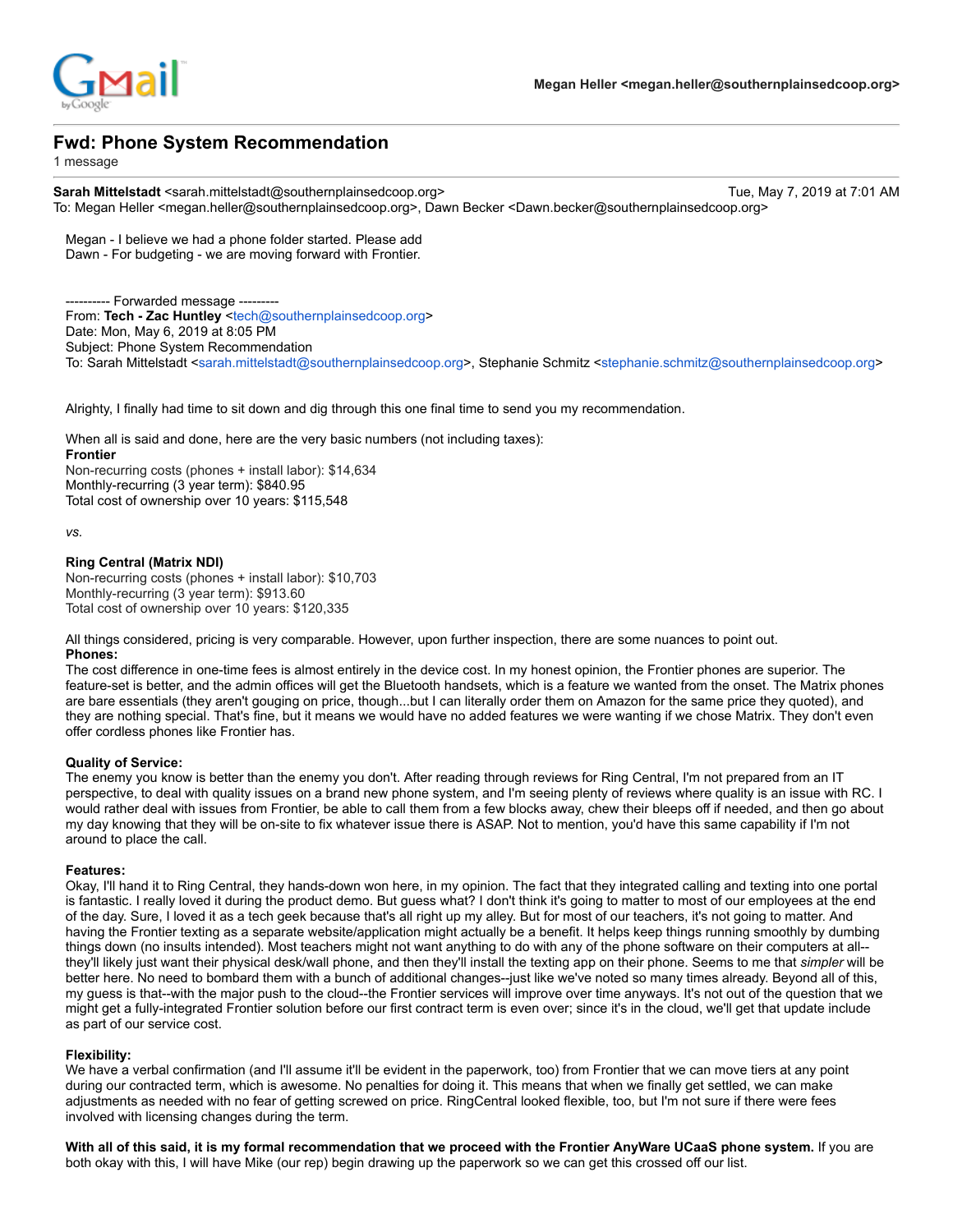Megan Heller <megan.heller@southernplainsedcoop.org>

# Fwd: Phone System Recommendation

1 message

**Sarah Mittelstadt** <sarah.mittelstadt@southernplainsedcoop.org> Tue, May 7, 2019 at 7:01 AM
To: Megan Heller <megan.heller@southernplainsedcoop.org>, Dawn Becker <Dawn.becker@southernplainsedcoop.org>

Megan - I believe we had a phone folder started. Please add
Dawn - For budgeting - we are moving forward with Frontier.

---------- Forwarded message ---------
From: **Tech - Zac Huntley** <tech@southernplainsedcoop.org>
Date: Mon, May 6, 2019 at 8:05 PM
Subject: Phone System Recommendation
To: Sarah Mittelstadt <sarah.mittelstadt@southernplainsedcoop.org>, Stephanie Schmitz <stephanie.schmitz@southernplainsedcoop.org>

Alrighty, I finally had time to sit down and dig through this one final time to send you my recommendation.

When all is said and done, here are the very basic numbers (not including taxes):
**Frontier**
Non-recurring costs (phones + install labor): $14,634
Monthly-recurring (3 year term): $840.95
Total cost of ownership over 10 years: $115,548

*vs.*

**Ring Central (Matrix NDI)**
Non-recurring costs (phones + install labor): $10,703
Monthly-recurring (3 year term): $913.60
Total cost of ownership over 10 years: $120,335

All things considered, pricing is very comparable. However, upon further inspection, there are some nuances to point out.
**Phones:**
The cost difference in one-time fees is almost entirely in the device cost. In my honest opinion, the Frontier phones are superior. The feature-set is better, and the admin offices will get the Bluetooth handsets, which is a feature we wanted from the onset. The Matrix phones are bare essentials (they aren't gouging on price, though...but I can literally order them on Amazon for the same price they quoted), and they are nothing special. That's fine, but it means we would have no added features we were wanting if we chose Matrix. They don't even offer cordless phones like Frontier has.

**Quality of Service:**
The enemy you know is better than the enemy you don't. After reading through reviews for Ring Central, I'm not prepared from an IT perspective, to deal with quality issues on a brand new phone system, and I'm seeing plenty of reviews where quality is an issue with RC. I would rather deal with issues from Frontier, be able to call them from a few blocks away, chew their bleeps off if needed, and then go about my day knowing that they will be on-site to fix whatever issue there is ASAP. Not to mention, you'd have this same capability if I'm not around to place the call.

**Features:**
Okay, I'll hand it to Ring Central, they hands-down won here, in my opinion. The fact that they integrated calling and texting into one portal is fantastic. I really loved it during the product demo. But guess what? I don't think it's going to matter to most of our employees at the end of the day. Sure, I loved it as a tech geek because that's all right up my alley. But for most of our teachers, it's not going to matter. And having the Frontier texting as a separate website/application might actually be a benefit. It helps keep things running smoothly by dumbing things down (no insults intended). Most teachers might not want anything to do with any of the phone software on their computers at all--they'll likely just want their physical desk/wall phone, and then they'll install the texting app on their phone. Seems to me that *simpler* will be better here. No need to bombard them with a bunch of additional changes--just like we've noted so many times already. Beyond all of this, my guess is that--with the major push to the cloud--the Frontier services will improve over time anyways. It's not out of the question that we might get a fully-integrated Frontier solution before our first contract term is even over; since it's in the cloud, we'll get that update include as part of our service cost.

**Flexibility:**
We have a verbal confirmation (and I'll assume it'll be evident in the paperwork, too) from Frontier that we can move tiers at any point during our contracted term, which is awesome. No penalties for doing it. This means that when we finally get settled, we can make adjustments as needed with no fear of getting screwed on price. RingCentral looked flexible, too, but I'm not sure if there were fees involved with licensing changes during the term.

**With all of this said, it is my formal recommendation that we proceed with the Frontier AnyWare UCaaS phone system.** If you are both okay with this, I will have Mike (our rep) begin drawing up the paperwork so we can get this crossed off our list.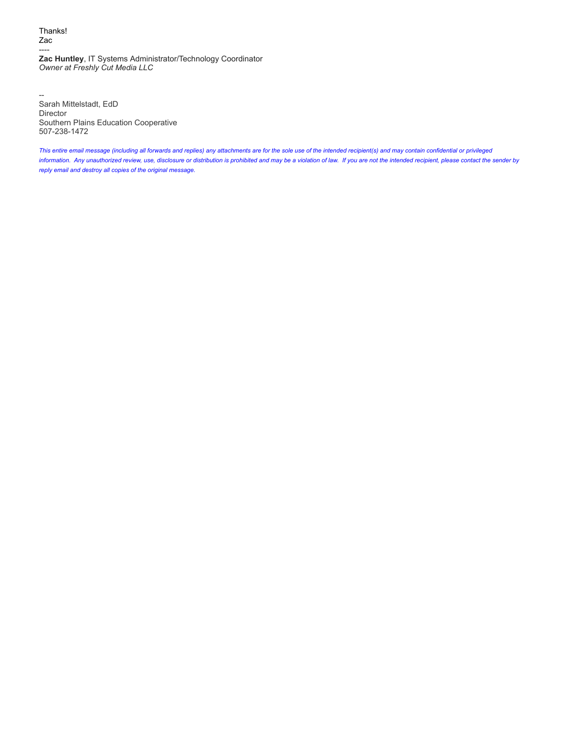Thanks!
Zac
----
**Zac Huntley**, IT Systems Administrator/Technology Coordinator
*Owner at Freshly Cut Media LLC*

--
Sarah Mittelstadt, EdD
Director
Southern Plains Education Cooperative
507-238-1472

*This entire email message (including all forwards and replies) any attachments are for the sole use of the intended recipient(s) and may contain confidential or privileged information. Any unauthorized review, use, disclosure or distribution is prohibited and may be a violation of law. If you are not the intended recipient, please contact the sender by reply email and destroy all copies of the original message.*